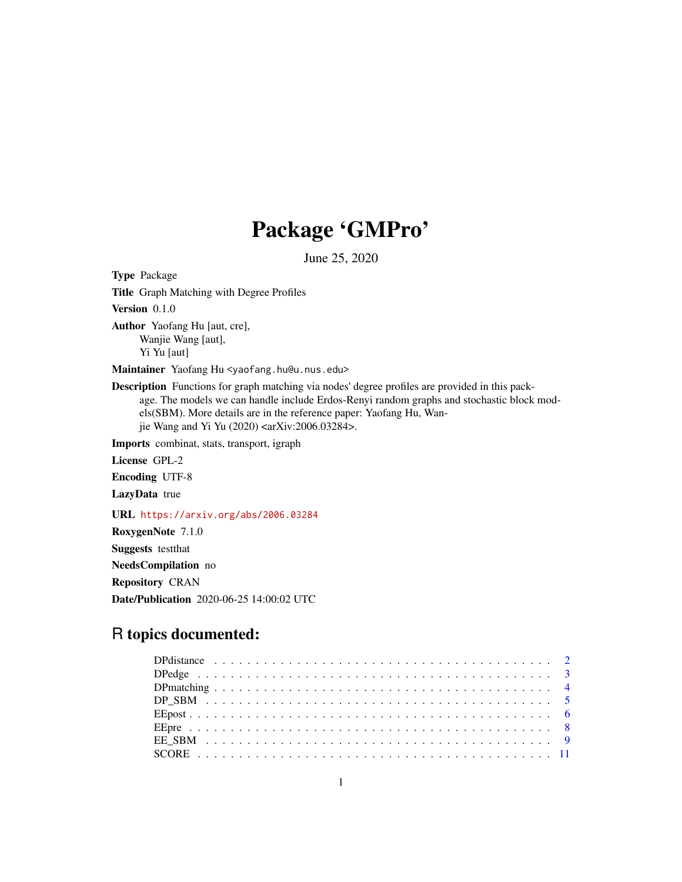# Package 'GMPro'

June 25, 2020

**Type** Package

**Title** Graph Matching with Degree Profiles

**Version** 0.1.0

**Author** Yaofang Hu [aut, cre],
Wanjie Wang [aut],
Yi Yu [aut]

**Maintainer** Yaofang Hu <yaofang.hu@u.nus.edu>

**Description** Functions for graph matching via nodes' degree profiles are provided in this package. The models we can handle include Erdos-Renyi random graphs and stochastic block models(SBM). More details are in the reference paper: Yaofang Hu, Wanjie Wang and Yi Yu (2020) <arXiv:2006.03284>.

**Imports** combinat, stats, transport, igraph

**License** GPL-2

**Encoding** UTF-8

**LazyData** true

**URL** https://arxiv.org/abs/2006.03284

**RoxygenNote** 7.1.0

**Suggests** testthat

**NeedsCompilation** no

**Repository** CRAN

**Date/Publication** 2020-06-25 14:00:02 UTC

## R topics documented:

| | |
|---|---|
| DPdistance | 2 |
| DPedge | 3 |
| DPmatching | 4 |
| DP_SBM | 5 |
| EEpost | 6 |
| EEpre | 8 |
| EE_SBM | 9 |
| SCORE | 11 |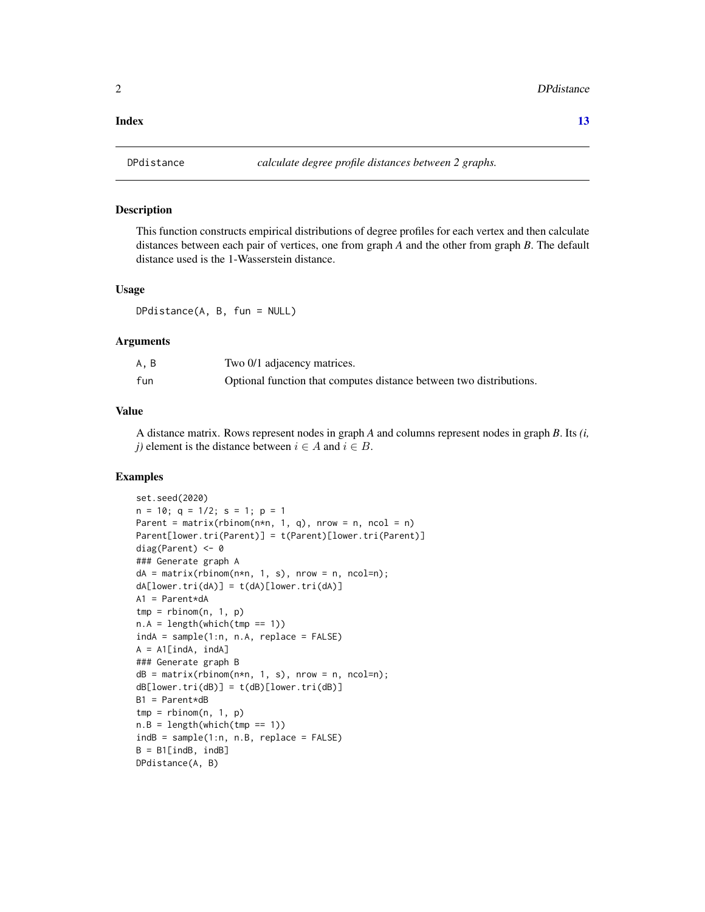**Index** 13

---

DPdistance — *calculate degree profile distances between 2 graphs.*

---

### Description

This function constructs empirical distributions of degree profiles for each vertex and then calculate distances between each pair of vertices, one from graph *A* and the other from graph *B*. The default distance used is the 1-Wasserstein distance.

### Usage

```
DPdistance(A, B, fun = NULL)
```

### Arguments

| | |
|---|---|
| A, B | Two 0/1 adjacency matrices. |
| fun | Optional function that computes distance between two distributions. |

### Value

A distance matrix. Rows represent nodes in graph *A* and columns represent nodes in graph *B*. Its *(i, j)* element is the distance between $i \in A$ and $i \in B$.

### Examples

```
set.seed(2020)
n = 10; q = 1/2; s = 1; p = 1
Parent = matrix(rbinom(n*n, 1, q), nrow = n, ncol = n)
Parent[lower.tri(Parent)] = t(Parent)[lower.tri(Parent)]
diag(Parent) <- 0
### Generate graph A
dA = matrix(rbinom(n*n, 1, s), nrow = n, ncol=n);
dA[lower.tri(dA)] = t(dA)[lower.tri(dA)]
A1 = Parent*dA
tmp = rbinom(n, 1, p)
n.A = length(which(tmp == 1))
indA = sample(1:n, n.A, replace = FALSE)
A = A1[indA, indA]
### Generate graph B
dB = matrix(rbinom(n*n, 1, s), nrow = n, ncol=n);
dB[lower.tri(dB)] = t(dB)[lower.tri(dB)]
B1 = Parent*dB
tmp = rbinom(n, 1, p)
n.B = length(which(tmp == 1))
indB = sample(1:n, n.B, replace = FALSE)
B = B1[indB, indB]
DPdistance(A, B)
```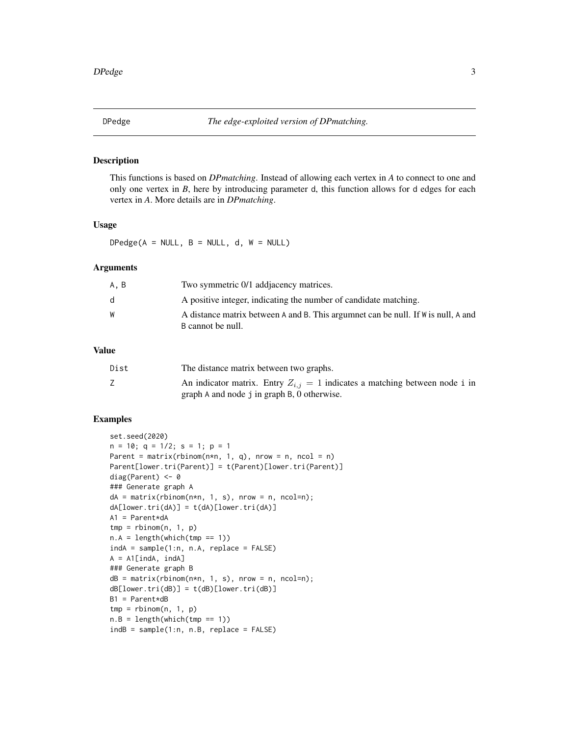# DPedge — *The edge-exploited version of DPmatching.*

## Description

This functions is based on *DPmatching*. Instead of allowing each vertex in *A* to connect to one and only one vertex in *B*, here by introducing parameter d, this function allows for d edges for each vertex in *A*. More details are in *DPmatching*.

## Usage

```
DPedge(A = NULL, B = NULL, d, W = NULL)
```

## Arguments

| | |
|---|---|
| A, B | Two symmetric 0/1 addjacency matrices. |
| d | A positive integer, indicating the number of candidate matching. |
| W | A distance matrix between A and B. This argumnet can be null. If W is null, A and B cannot be null. |

## Value

| | |
|---|---|
| Dist | The distance matrix between two graphs. |
| Z | An indicator matrix. Entry $Z_{i,j} = 1$ indicates a matching between node i in graph A and node j in graph B, 0 otherwise. |

## Examples

```
set.seed(2020)
n = 10; q = 1/2; s = 1; p = 1
Parent = matrix(rbinom(n*n, 1, q), nrow = n, ncol = n)
Parent[lower.tri(Parent)] = t(Parent)[lower.tri(Parent)]
diag(Parent) <- 0
### Generate graph A
dA = matrix(rbinom(n*n, 1, s), nrow = n, ncol=n);
dA[lower.tri(dA)] = t(dA)[lower.tri(dA)]
A1 = Parent*dA
tmp = rbinom(n, 1, p)
n.A = length(which(tmp == 1))
indA = sample(1:n, n.A, replace = FALSE)
A = A1[indA, indA]
### Generate graph B
dB = matrix(rbinom(n*n, 1, s), nrow = n, ncol=n);
dB[lower.tri(dB)] = t(dB)[lower.tri(dB)]
B1 = Parent*dB
tmp = rbinom(n, 1, p)
n.B = length(which(tmp == 1))
indB = sample(1:n, n.B, replace = FALSE)
```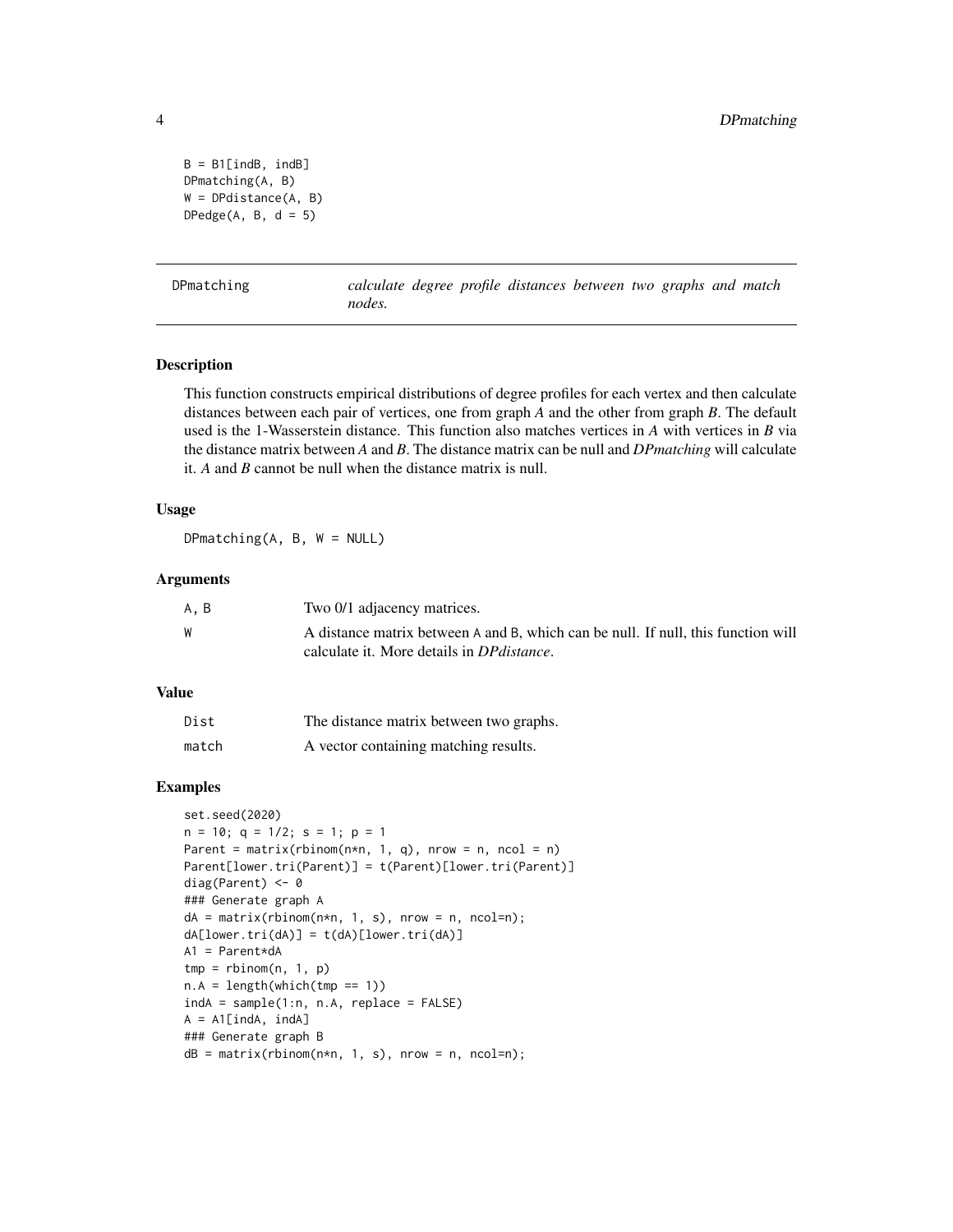```
B = B1[indB, indB]
DPmatching(A, B)
W = DPdistance(A, B)
DPedge(A, B, d = 5)
```

## DPmatching — *calculate degree profile distances between two graphs and match nodes.*

### Description

This function constructs empirical distributions of degree profiles for each vertex and then calculate distances between each pair of vertices, one from graph *A* and the other from graph *B*. The default used is the 1-Wasserstein distance. This function also matches vertices in *A* with vertices in *B* via the distance matrix between *A* and *B*. The distance matrix can be null and *DPmatching* will calculate it. *A* and *B* cannot be null when the distance matrix is null.

### Usage

```
DPmatching(A, B, W = NULL)
```

### Arguments

| | |
|---|---|
| A, B | Two 0/1 adjacency matrices. |
| W | A distance matrix between A and B, which can be null. If null, this function will calculate it. More details in *DPdistance*. |

### Value

| | |
|---|---|
| Dist | The distance matrix between two graphs. |
| match | A vector containing matching results. |

### Examples

```
set.seed(2020)
n = 10; q = 1/2; s = 1; p = 1
Parent = matrix(rbinom(n*n, 1, q), nrow = n, ncol = n)
Parent[lower.tri(Parent)] = t(Parent)[lower.tri(Parent)]
diag(Parent) <- 0
### Generate graph A
dA = matrix(rbinom(n*n, 1, s), nrow = n, ncol=n);
dA[lower.tri(dA)] = t(dA)[lower.tri(dA)]
A1 = Parent*dA
tmp = rbinom(n, 1, p)
n.A = length(which(tmp == 1))
indA = sample(1:n, n.A, replace = FALSE)
A = A1[indA, indA]
### Generate graph B
dB = matrix(rbinom(n*n, 1, s), nrow = n, ncol=n);
```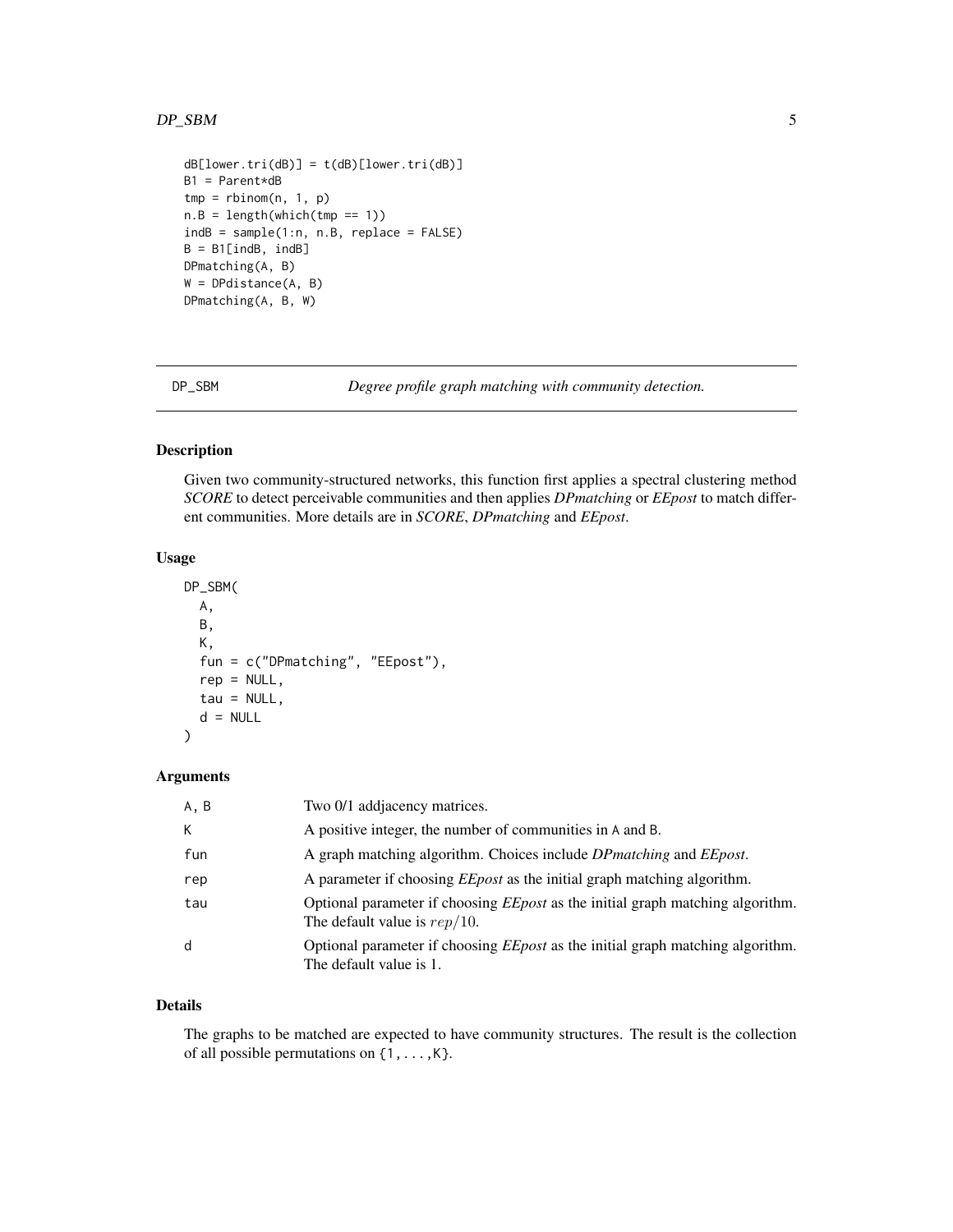```
dB[lower.tri(dB)] = t(dB)[lower.tri(dB)]
B1 = Parent*dB
tmp = rbinom(n, 1, p)
n.B = length(which(tmp == 1))
indB = sample(1:n, n.B, replace = FALSE)
B = B1[indB, indB]
DPmatching(A, B)
W = DPdistance(A, B)
DPmatching(A, B, W)
```

## DP_SBM — *Degree profile graph matching with community detection.*

### Description

Given two community-structured networks, this function first applies a spectral clustering method *SCORE* to detect perceivable communities and then applies *DPmatching* or *EEpost* to match different communities. More details are in *SCORE*, *DPmatching* and *EEpost*.

### Usage

```
DP_SBM(
  A,
  B,
  K,
  fun = c("DPmatching", "EEpost"),
  rep = NULL,
  tau = NULL,
  d = NULL
)
```

### Arguments

| | |
|---|---|
| A, B | Two 0/1 addjacency matrices. |
| K | A positive integer, the number of communities in A and B. |
| fun | A graph matching algorithm. Choices include *DPmatching* and *EEpost*. |
| rep | A parameter if choosing *EEpost* as the initial graph matching algorithm. |
| tau | Optional parameter if choosing *EEpost* as the initial graph matching algorithm. The default value is $rep/10$. |
| d | Optional parameter if choosing *EEpost* as the initial graph matching algorithm. The default value is 1. |

### Details

The graphs to be matched are expected to have community structures. The result is the collection of all possible permutations on {1,...,K}.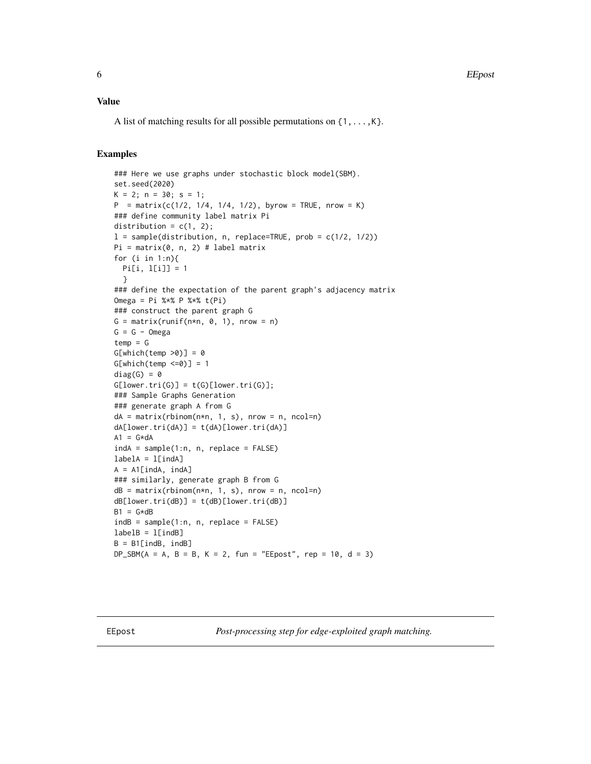## Value

A list of matching results for all possible permutations on {1, . . . ,K}.

## Examples

```
### Here we use graphs under stochastic block model(SBM).
set.seed(2020)
K = 2; n = 30; s = 1;
P  = matrix(c(1/2, 1/4, 1/4, 1/2), byrow = TRUE, nrow = K)
### define community label matrix Pi
distribution = c(1, 2);
l = sample(distribution, n, replace=TRUE, prob = c(1/2, 1/2))
Pi = matrix(0, n, 2) # label matrix
for (i in 1:n){
  Pi[i, l[i]] = 1
  }
### define the expectation of the parent graph's adjacency matrix
Omega = Pi %*% P %*% t(Pi)
### construct the parent graph G
G = matrix(runif(n*n, 0, 1), nrow = n)
G = G - Omega
temp = G
G[which(temp >0)] = 0
G[which(temp <=0)] = 1
diag(G) = 0
G[lower.tri(G)] = t(G)[lower.tri(G)];
### Sample Graphs Generation
### generate graph A from G
dA = matrix(rbinom(n*n, 1, s), nrow = n, ncol=n)
dA[lower.tri(dA)] = t(dA)[lower.tri(dA)]
A1 = G*dA
indA = sample(1:n, n, replace = FALSE)
labelA = l[indA]
A = A1[indA, indA]
### similarly, generate graph B from G
dB = matrix(rbinom(n*n, 1, s), nrow = n, ncol=n)
dB[lower.tri(dB)] = t(dB)[lower.tri(dB)]
B1 = G*dB
indB = sample(1:n, n, replace = FALSE)
labelB = l[indB]
B = B1[indB, indB]
DP_SBM(A = A, B = B, K = 2, fun = "EEpost", rep = 10, d = 3)
```

---

EEpost    *Post-processing step for edge-exploited graph matching.*

---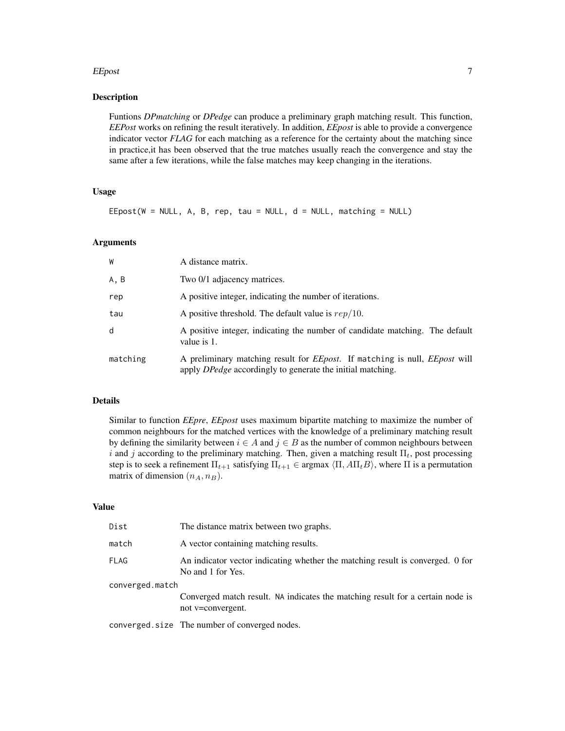## Description

Funtions *DPmatching* or *DPedge* can produce a preliminary graph matching result. This function, *EEPost* works on refining the result iteratively. In addition, *EEpost* is able to provide a convergence indicator vector *FLAG* for each matching as a reference for the certainty about the matching since in practice,it has been observed that the true matches usually reach the convergence and stay the same after a few iterations, while the false matches may keep changing in the iterations.

## Usage

```
EEpost(W = NULL, A, B, rep, tau = NULL, d = NULL, matching = NULL)
```

## Arguments

| | |
|---|---|
| W | A distance matrix. |
| A, B | Two 0/1 adjacency matrices. |
| rep | A positive integer, indicating the number of iterations. |
| tau | A positive threshold. The default value is $rep/10$. |
| d | A positive integer, indicating the number of candidate matching. The default value is 1. |
| matching | A preliminary matching result for *EEpost*. If matching is null, *EEpost* will apply *DPedge* accordingly to generate the initial matching. |

## Details

Similar to function *EEpre*, *EEpost* uses maximum bipartite matching to maximize the number of common neighbours for the matched vertices with the knowledge of a preliminary matching result by defining the similarity between $i \in A$ and $j \in B$ as the number of common neighbours between $i$ and $j$ according to the preliminary matching. Then, given a matching result $\Pi_t$, post processing step is to seek a refinement $\Pi_{t+1}$ satisfying $\Pi_{t+1} \in \text{argmax } \langle \Pi, A\Pi_t B \rangle$, where $\Pi$ is a permutation matrix of dimension $(n_A, n_B)$.

## Value

| | |
|---|---|
| Dist | The distance matrix between two graphs. |
| match | A vector containing matching results. |
| FLAG | An indicator vector indicating whether the matching result is converged. 0 for No and 1 for Yes. |
| converged.match | Converged match result. NA indicates the matching result for a certain node is not v=convergent. |
| converged.size | The number of converged nodes. |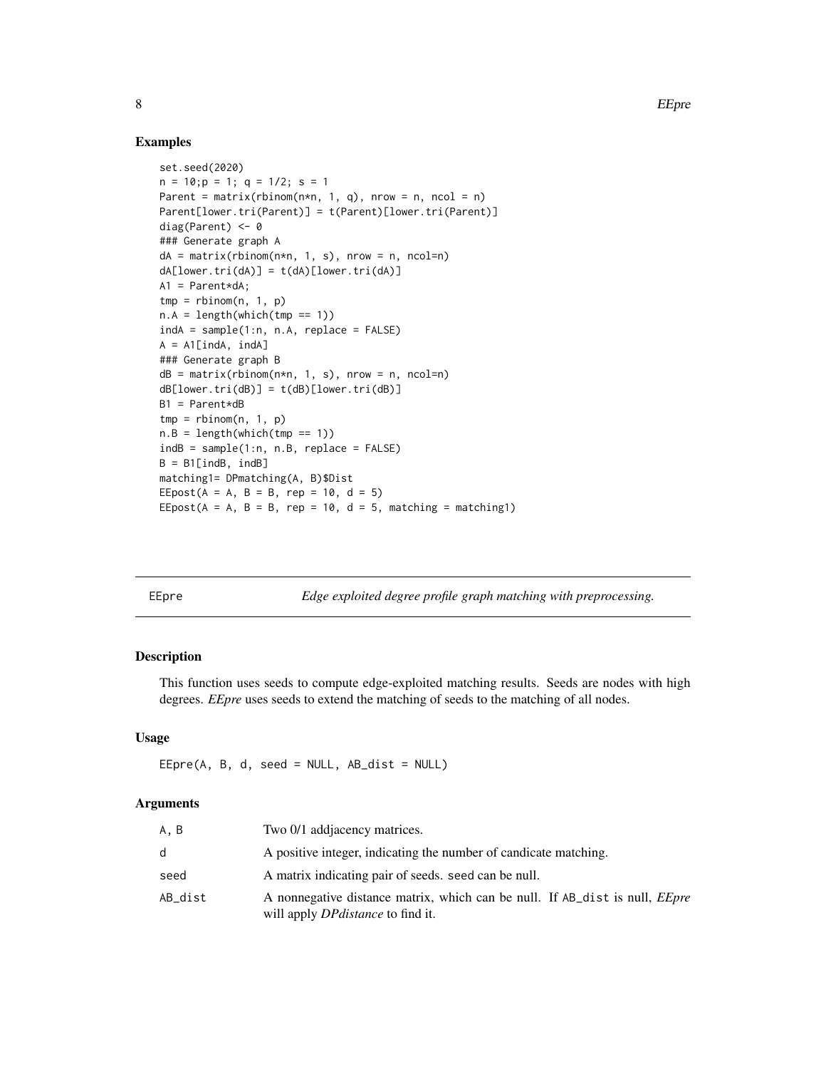## Examples

```
set.seed(2020)
n = 10;p = 1; q = 1/2; s = 1
Parent = matrix(rbinom(n*n, 1, q), nrow = n, ncol = n)
Parent[lower.tri(Parent)] = t(Parent)[lower.tri(Parent)]
diag(Parent) <- 0
### Generate graph A
dA = matrix(rbinom(n*n, 1, s), nrow = n, ncol=n)
dA[lower.tri(dA)] = t(dA)[lower.tri(dA)]
A1 = Parent*dA;
tmp = rbinom(n, 1, p)
n.A = length(which(tmp == 1))
indA = sample(1:n, n.A, replace = FALSE)
A = A1[indA, indA]
### Generate graph B
dB = matrix(rbinom(n*n, 1, s), nrow = n, ncol=n)
dB[lower.tri(dB)] = t(dB)[lower.tri(dB)]
B1 = Parent*dB
tmp = rbinom(n, 1, p)
n.B = length(which(tmp == 1))
indB = sample(1:n, n.B, replace = FALSE)
B = B1[indB, indB]
matching1= DPmatching(A, B)$Dist
EEpost(A = A, B = B, rep = 10, d = 5)
EEpost(A = A, B = B, rep = 10, d = 5, matching = matching1)
```

---

# EEpre — *Edge exploited degree profile graph matching with preprocessing.*

## Description

This function uses seeds to compute edge-exploited matching results. Seeds are nodes with high degrees. *EEpre* uses seeds to extend the matching of seeds to the matching of all nodes.

## Usage

```
EEpre(A, B, d, seed = NULL, AB_dist = NULL)
```

## Arguments

| Argument | Description |
|---|---|
| A, B | Two 0/1 addjacency matrices. |
| d | A positive integer, indicating the number of candicate matching. |
| seed | A matrix indicating pair of seeds. seed can be null. |
| AB_dist | A nonnegative distance matrix, which can be null. If AB_dist is null, *EEpre* will apply *DPdistance* to find it. |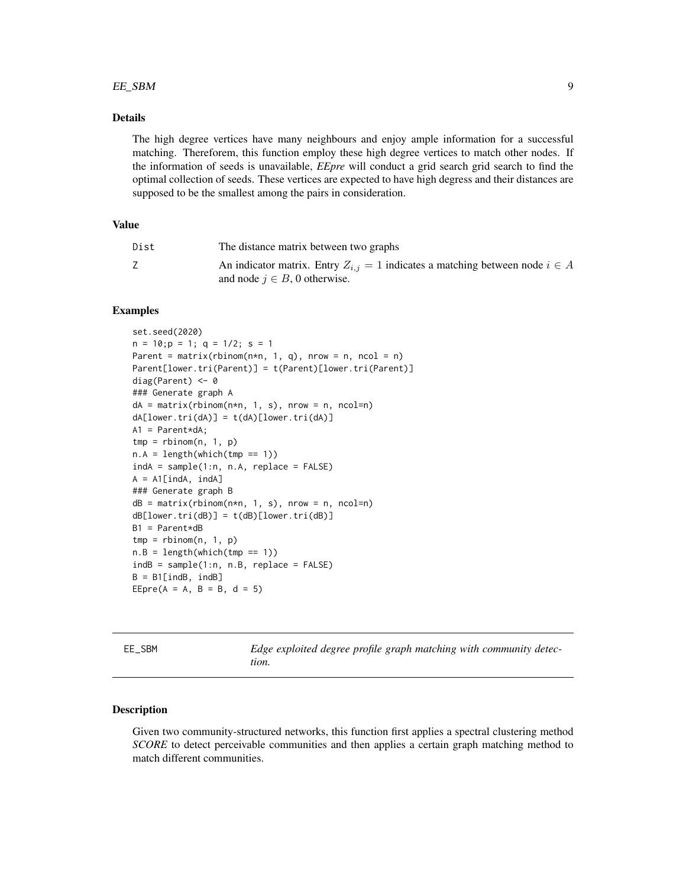## Details

The high degree vertices have many neighbours and enjoy ample information for a successful matching. Thereforem, this function employ these high degree vertices to match other nodes. If the information of seeds is unavailable, *EEpre* will conduct a grid search grid search to find the optimal collection of seeds. These vertices are expected to have high degress and their distances are supposed to be the smallest among the pairs in consideration.

## Value

| | |
|---|---|
| Dist | The distance matrix between two graphs |
| Z | An indicator matrix. Entry $Z_{i,j} = 1$ indicates a matching between node $i \in A$ and node $j \in B$, 0 otherwise. |

## Examples

```
set.seed(2020)
n = 10;p = 1; q = 1/2; s = 1
Parent = matrix(rbinom(n*n, 1, q), nrow = n, ncol = n)
Parent[lower.tri(Parent)] = t(Parent)[lower.tri(Parent)]
diag(Parent) <- 0
### Generate graph A
dA = matrix(rbinom(n*n, 1, s), nrow = n, ncol=n)
dA[lower.tri(dA)] = t(dA)[lower.tri(dA)]
A1 = Parent*dA;
tmp = rbinom(n, 1, p)
n.A = length(which(tmp == 1))
indA = sample(1:n, n.A, replace = FALSE)
A = A1[indA, indA]
### Generate graph B
dB = matrix(rbinom(n*n, 1, s), nrow = n, ncol=n)
dB[lower.tri(dB)] = t(dB)[lower.tri(dB)]
B1 = Parent*dB
tmp = rbinom(n, 1, p)
n.B = length(which(tmp == 1))
indB = sample(1:n, n.B, replace = FALSE)
B = B1[indB, indB]
EEpre(A = A, B = B, d = 5)
```

---

# EE_SBM — *Edge exploited degree profile graph matching with community detection.*

## Description

Given two community-structured networks, this function first applies a spectral clustering method *SCORE* to detect perceivable communities and then applies a certain graph matching method to match different communities.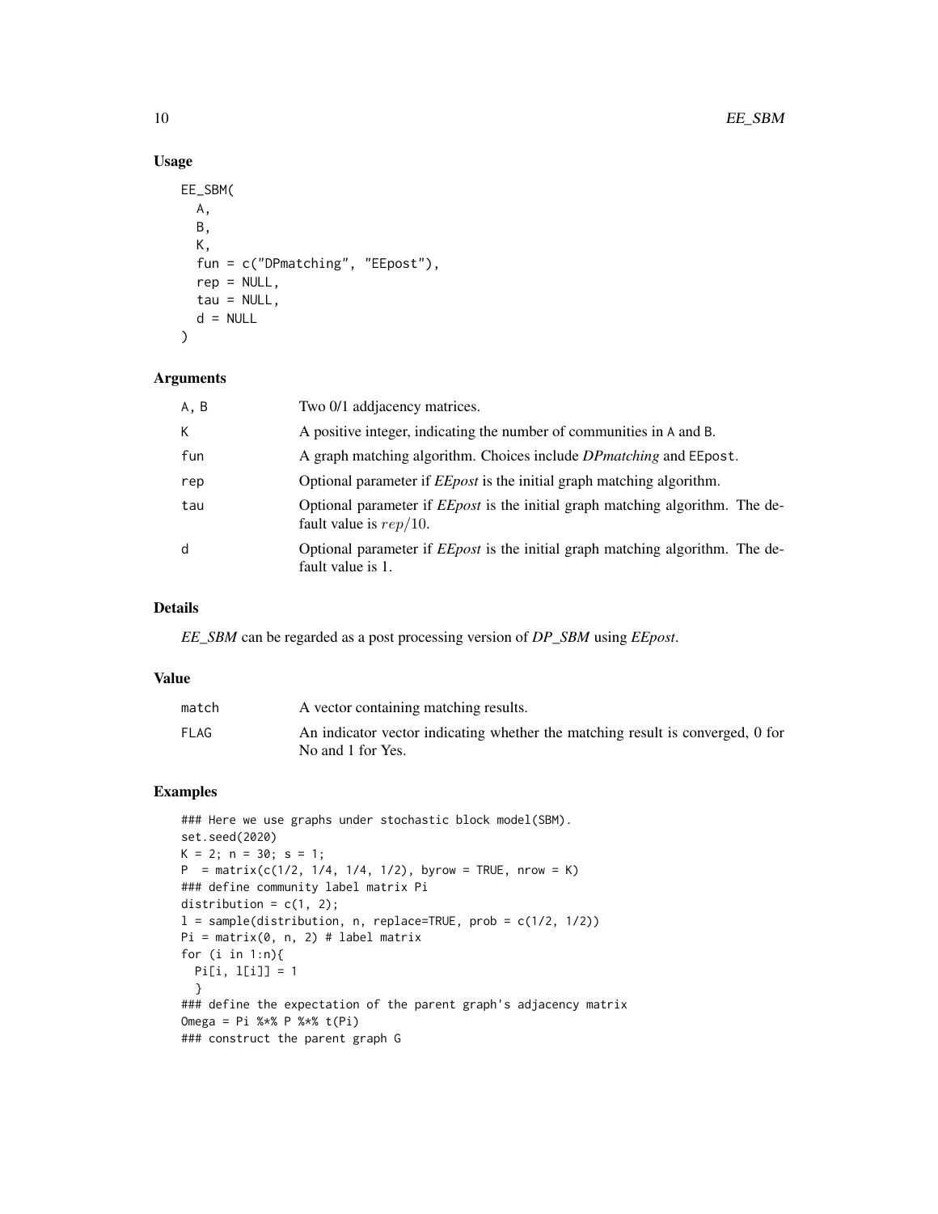## Usage

```
EE_SBM(
  A,
  B,
  K,
  fun = c("DPmatching", "EEpost"),
  rep = NULL,
  tau = NULL,
  d = NULL
)
```

## Arguments

| | |
|---|---|
| A, B | Two 0/1 addjacency matrices. |
| K | A positive integer, indicating the number of communities in A and B. |
| fun | A graph matching algorithm. Choices include *DPmatching* and EEpost. |
| rep | Optional parameter if *EEpost* is the initial graph matching algorithm. |
| tau | Optional parameter if *EEpost* is the initial graph matching algorithm. The default value is $rep/10$. |
| d | Optional parameter if *EEpost* is the initial graph matching algorithm. The default value is 1. |

## Details

*EE_SBM* can be regarded as a post processing version of *DP_SBM* using *EEpost*.

## Value

| | |
|---|---|
| match | A vector containing matching results. |
| FLAG | An indicator vector indicating whether the matching result is converged, 0 for No and 1 for Yes. |

## Examples

```
### Here we use graphs under stochastic block model(SBM).
set.seed(2020)
K = 2; n = 30; s = 1;
P  = matrix(c(1/2, 1/4, 1/4, 1/2), byrow = TRUE, nrow = K)
### define community label matrix Pi
distribution = c(1, 2);
l = sample(distribution, n, replace=TRUE, prob = c(1/2, 1/2))
Pi = matrix(0, n, 2) # label matrix
for (i in 1:n){
  Pi[i, l[i]] = 1
  }
### define the expectation of the parent graph's adjacency matrix
Omega = Pi %*% P %*% t(Pi)
### construct the parent graph G
```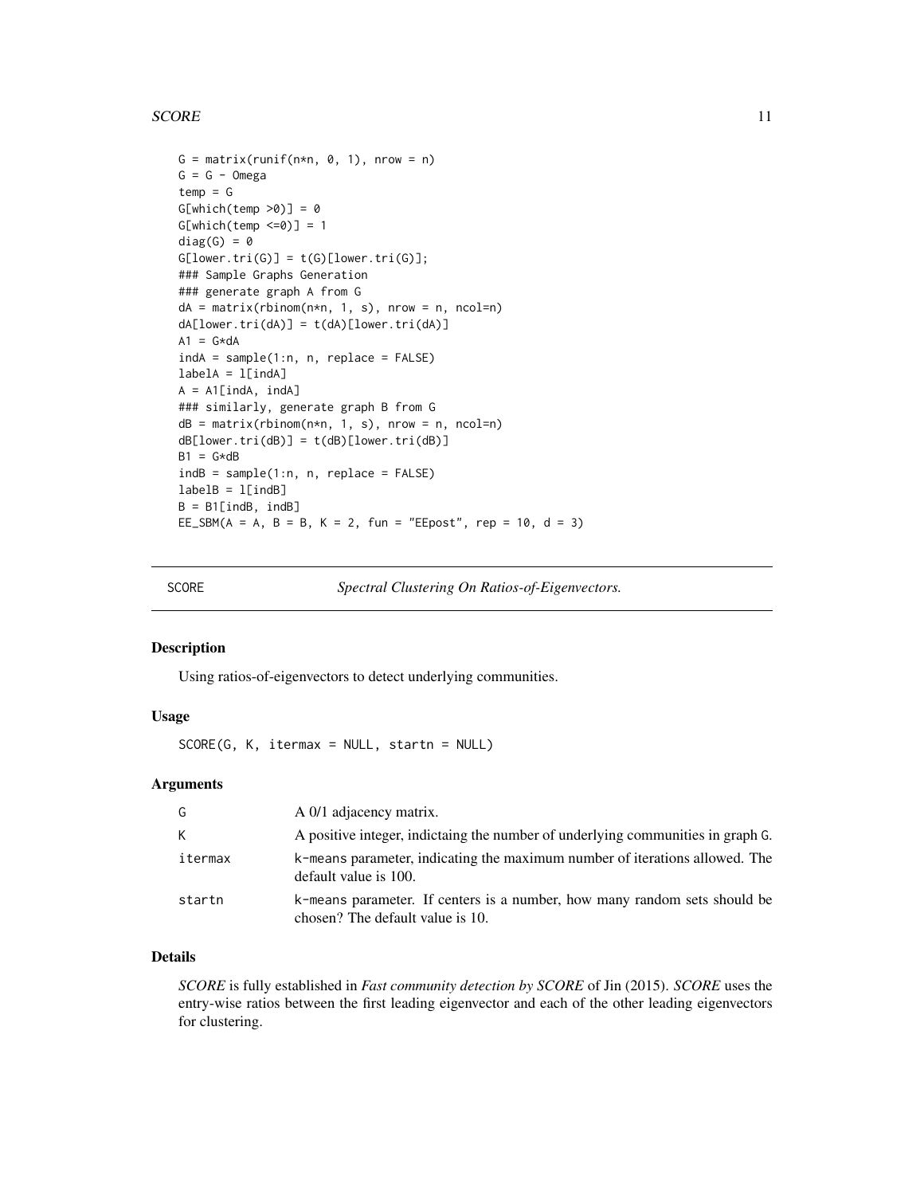```
G = matrix(runif(n*n, 0, 1), nrow = n)
G = G - Omega
temp = G
G[which(temp >0)] = 0
G[which(temp <=0)] = 1
diag(G) = 0
G[lower.tri(G)] = t(G)[lower.tri(G)];
### Sample Graphs Generation
### generate graph A from G
dA = matrix(rbinom(n*n, 1, s), nrow = n, ncol=n)
dA[lower.tri(dA)] = t(dA)[lower.tri(dA)]
A1 = G*dA
indA = sample(1:n, n, replace = FALSE)
labelA = l[indA]
A = A1[indA, indA]
### similarly, generate graph B from G
dB = matrix(rbinom(n*n, 1, s), nrow = n, ncol=n)
dB[lower.tri(dB)] = t(dB)[lower.tri(dB)]
B1 = G*dB
indB = sample(1:n, n, replace = FALSE)
labelB = l[indB]
B = B1[indB, indB]
EE_SBM(A = A, B = B, K = 2, fun = "EEpost", rep = 10, d = 3)
```

## SCORE — *Spectral Clustering On Ratios-of-Eigenvectors.*

### Description

Using ratios-of-eigenvectors to detect underlying communities.

### Usage

```
SCORE(G, K, itermax = NULL, startn = NULL)
```

### Arguments

| | |
|---|---|
| G | A 0/1 adjacency matrix. |
| K | A positive integer, indictaing the number of underlying communities in graph G. |
| itermax | k-means parameter, indicating the maximum number of iterations allowed. The default value is 100. |
| startn | k-means parameter. If centers is a number, how many random sets should be chosen? The default value is 10. |

### Details

*SCORE* is fully established in *Fast community detection by SCORE* of Jin (2015). *SCORE* uses the entry-wise ratios between the first leading eigenvector and each of the other leading eigenvectors for clustering.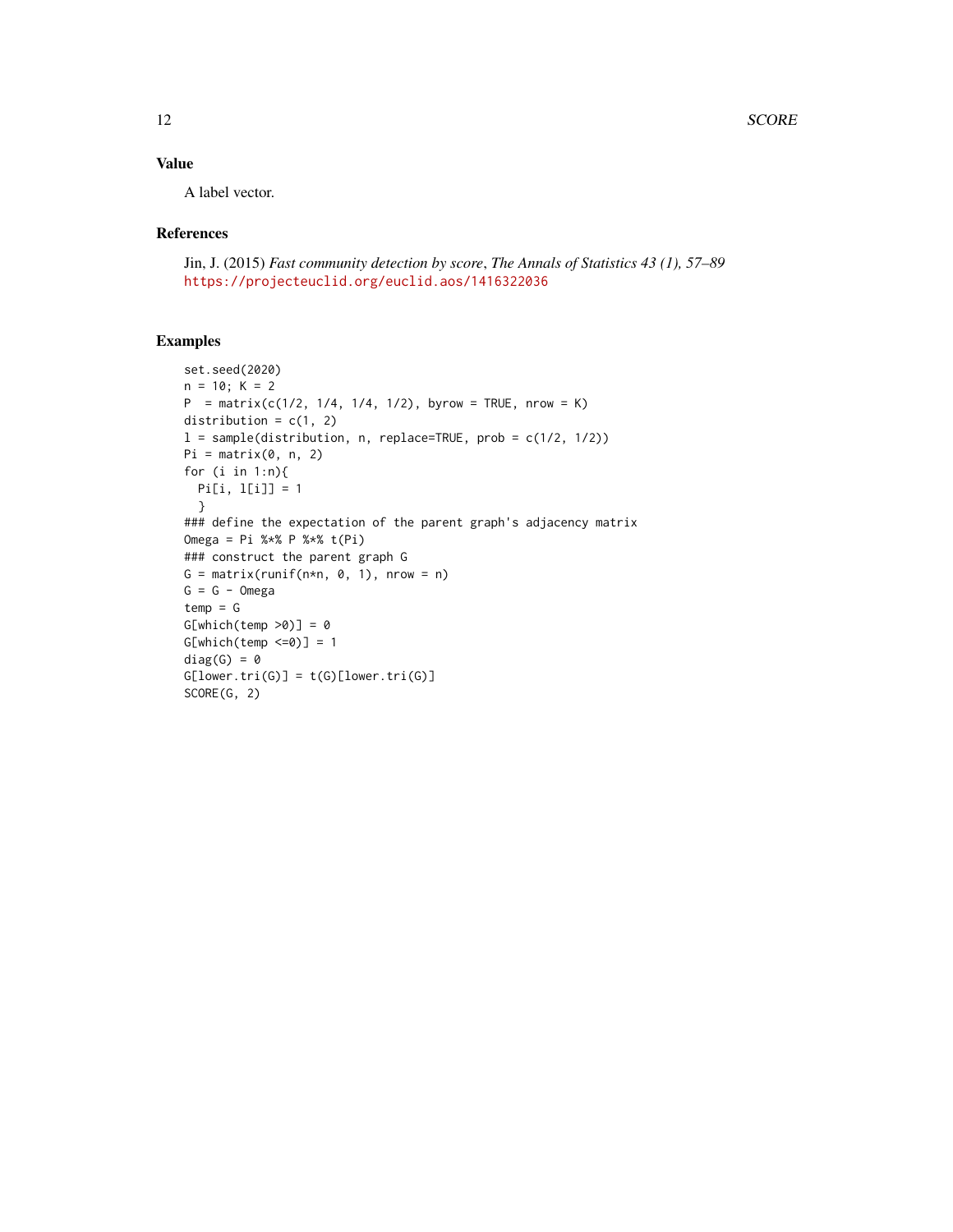## Value

A label vector.

## References

Jin, J. (2015) *Fast community detection by score*, *The Annals of Statistics 43 (1), 57–89*
https://projecteuclid.org/euclid.aos/1416322036

## Examples

```
set.seed(2020)
n = 10; K = 2
P  = matrix(c(1/2, 1/4, 1/4, 1/2), byrow = TRUE, nrow = K)
distribution = c(1, 2)
l = sample(distribution, n, replace=TRUE, prob = c(1/2, 1/2))
Pi = matrix(0, n, 2)
for (i in 1:n){
  Pi[i, l[i]] = 1
  }
### define the expectation of the parent graph's adjacency matrix
Omega = Pi %*% P %*% t(Pi)
### construct the parent graph G
G = matrix(runif(n*n, 0, 1), nrow = n)
G = G - Omega
temp = G
G[which(temp >0)] = 0
G[which(temp <=0)] = 1
diag(G) = 0
G[lower.tri(G)] = t(G)[lower.tri(G)]
SCORE(G, 2)
```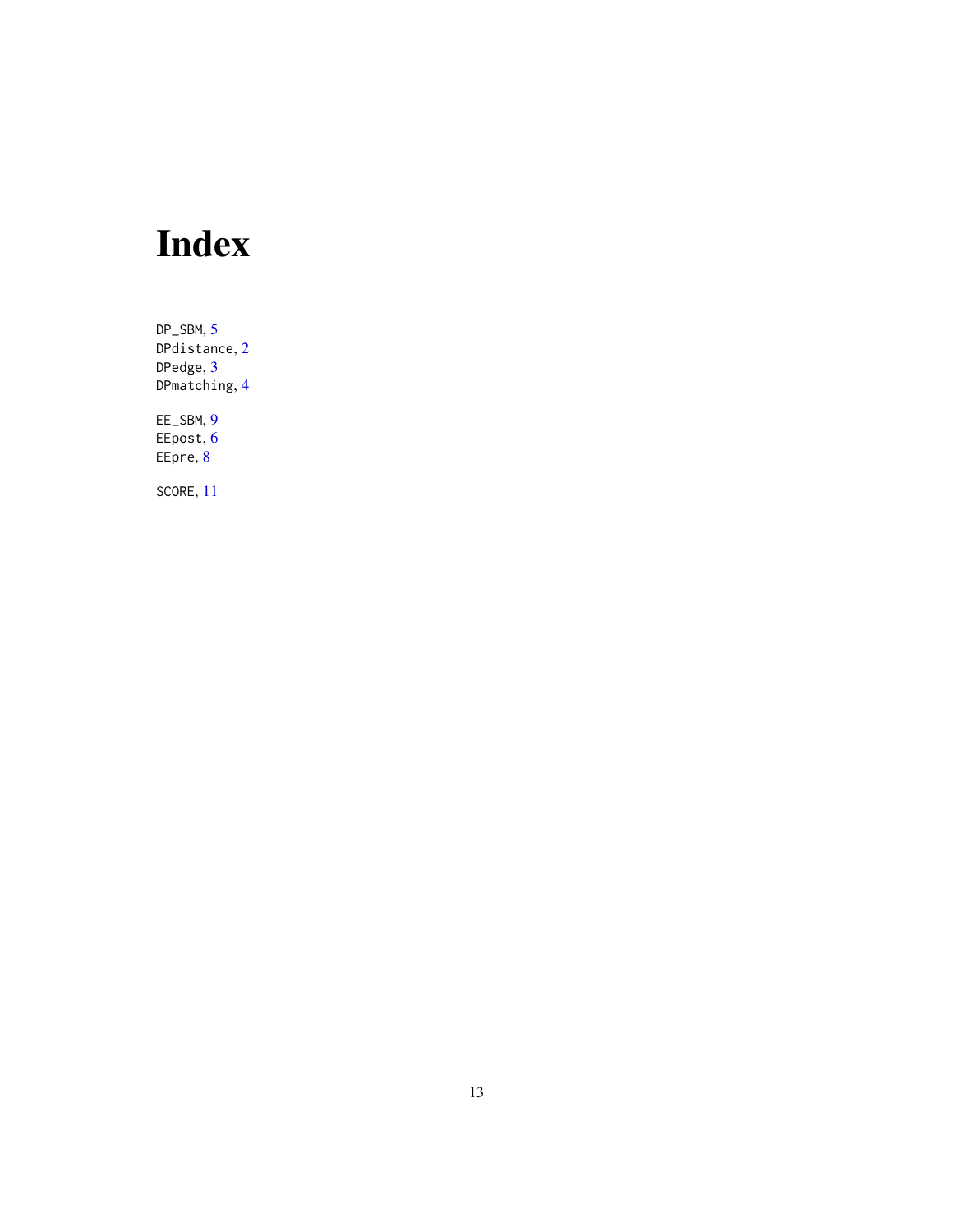# Index

DP_SBM, 5
DPdistance, 2
DPedge, 3
DPmatching, 4

EE_SBM, 9
EEpost, 6
EEpre, 8

SCORE, 11